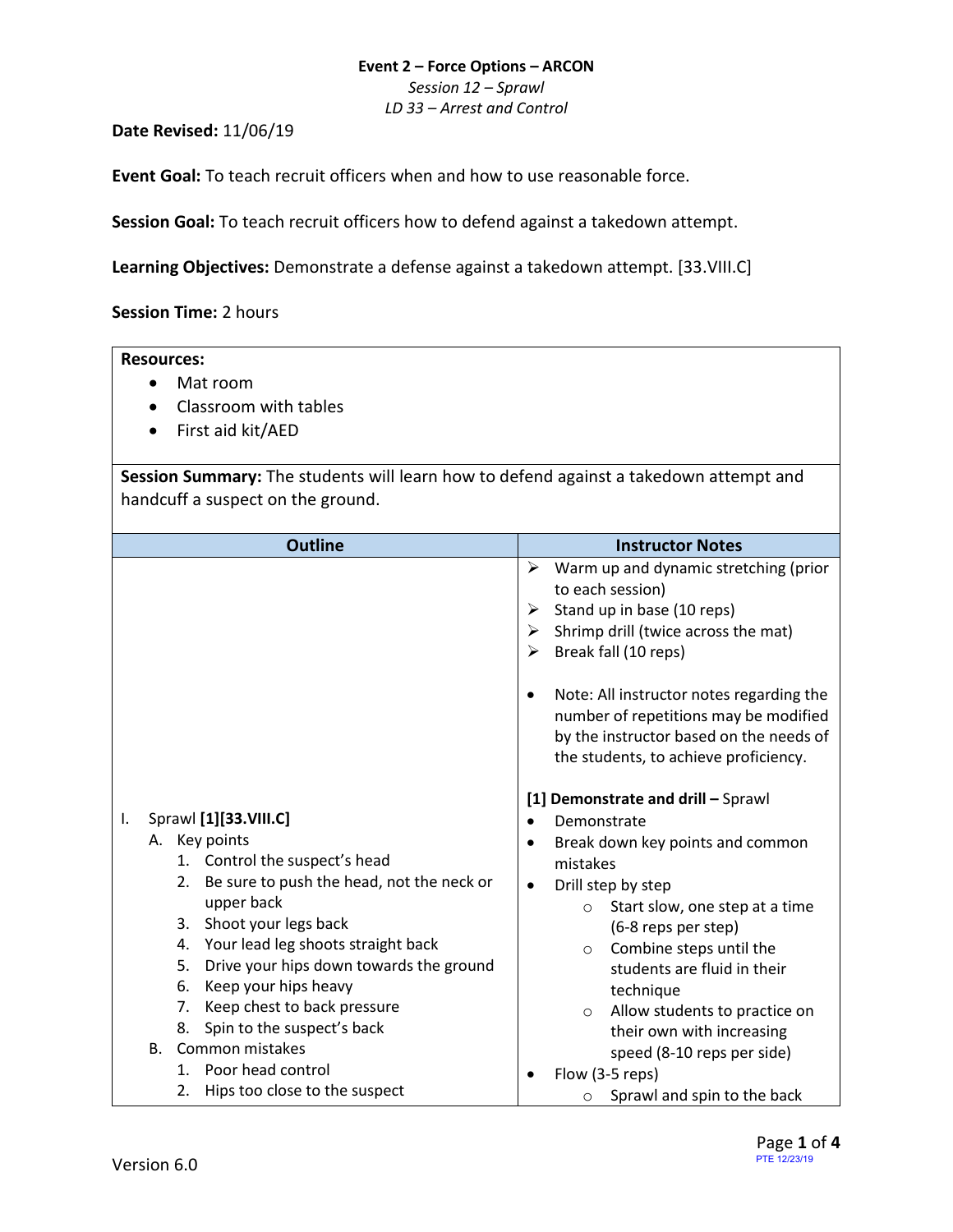**Event 2 – Force Options – ARCON**

*Session 12 – Sprawl*

*LD 33 – Arrest and Control*

**Date Revised:** 11/06/19

**Event Goal:** To teach recruit officers when and how to use reasonable force.

**Session Goal:** To teach recruit officers how to defend against a takedown attempt.

**Learning Objectives:** Demonstrate a defense against a takedown attempt. [33.VIII.C]

**Session Time:** 2 hours

**Resources:**
- Mat room
- Classroom with tables
- First aid kit/AED

**Session Summary:** The students will learn how to defend against a takedown attempt and handcuff a suspect on the ground.

| Outline | Instructor Notes |
|---|---|
| | ➢ Warm up and dynamic stretching (prior to each session)<br>➢ Stand up in base (10 reps)<br>➢ Shrimp drill (twice across the mat)<br>➢ Break fall (10 reps)<br><br>• Note: All instructor notes regarding the number of repetitions may be modified by the instructor based on the needs of the students, to achieve proficiency. |
| I. Sprawl **[1][33.VIII.C]**<br>A. Key points<br>1. Control the suspect's head<br>2. Be sure to push the head, not the neck or upper back<br>3. Shoot your legs back<br>4. Your lead leg shoots straight back<br>5. Drive your hips down towards the ground<br>6. Keep your hips heavy<br>7. Keep chest to back pressure<br>8. Spin to the suspect's back<br>B. Common mistakes<br>1. Poor head control<br>2. Hips too close to the suspect | **[1] Demonstrate and drill –** Sprawl<br>• Demonstrate<br>• Break down key points and common mistakes<br>• Drill step by step<br>○ Start slow, one step at a time (6-8 reps per step)<br>○ Combine steps until the students are fluid in their technique<br>○ Allow students to practice on their own with increasing speed (8-10 reps per side)<br>• Flow (3-5 reps)<br>○ Sprawl and spin to the back |

Version 6.0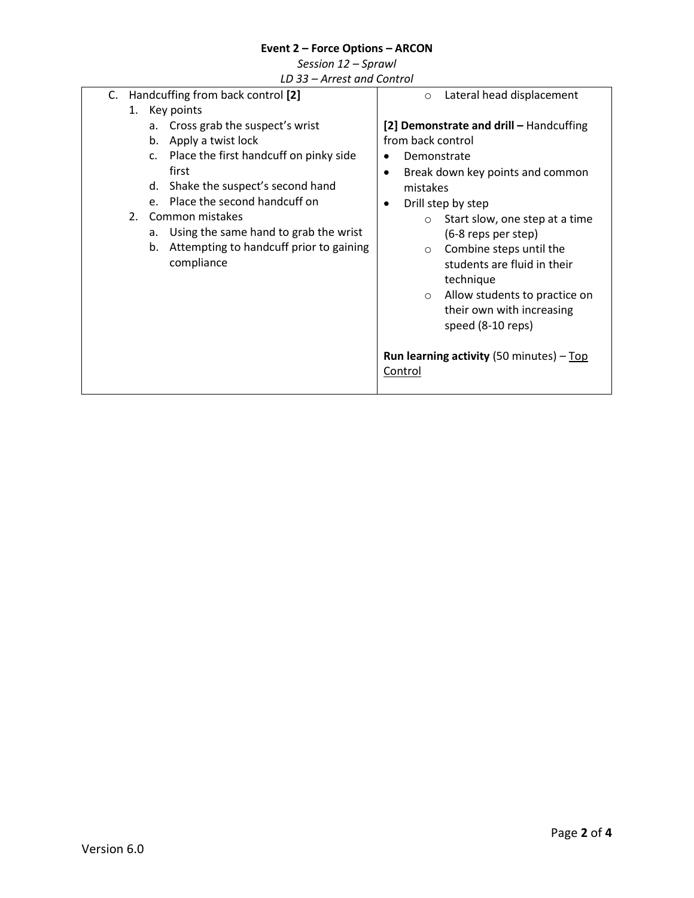**Event 2 – Force Options – ARCON**

*Session 12 – Sprawl*

*LD 33 – Arrest and Control*

| | |
|---|---|
| C. Handcuffing from back control **[2]**<br>1. Key points<br>a. Cross grab the suspect's wrist<br>b. Apply a twist lock<br>c. Place the first handcuff on pinky side first<br>d. Shake the suspect's second hand<br>e. Place the second handcuff on<br>2. Common mistakes<br>a. Using the same hand to grab the wrist<br>b. Attempting to handcuff prior to gaining compliance | ○ Lateral head displacement<br><br>**[2] Demonstrate and drill –** Handcuffing from back control<br>• Demonstrate<br>• Break down key points and common mistakes<br>• Drill step by step<br>○ Start slow, one step at a time (6-8 reps per step)<br>○ Combine steps until the students are fluid in their technique<br>○ Allow students to practice on their own with increasing speed (8-10 reps)<br><br>**Run learning activity** (50 minutes) – <u>Top Control</u> |

Version 6.0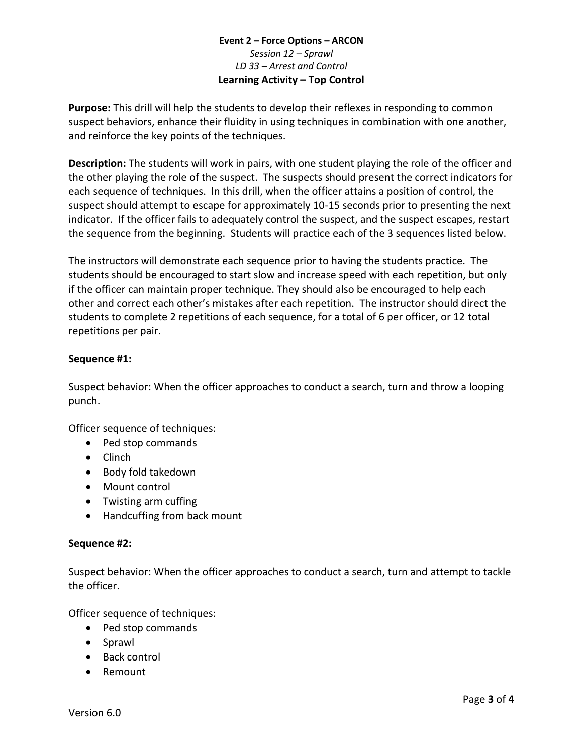**Event 2 – Force Options – ARCON**

*Session 12 – Sprawl*

*LD 33 – Arrest and Control*

**Learning Activity – Top Control**

**Purpose:** This drill will help the students to develop their reflexes in responding to common suspect behaviors, enhance their fluidity in using techniques in combination with one another, and reinforce the key points of the techniques.

**Description:** The students will work in pairs, with one student playing the role of the officer and the other playing the role of the suspect. The suspects should present the correct indicators for each sequence of techniques. In this drill, when the officer attains a position of control, the suspect should attempt to escape for approximately 10-15 seconds prior to presenting the next indicator. If the officer fails to adequately control the suspect, and the suspect escapes, restart the sequence from the beginning. Students will practice each of the 3 sequences listed below.

The instructors will demonstrate each sequence prior to having the students practice. The students should be encouraged to start slow and increase speed with each repetition, but only if the officer can maintain proper technique. They should also be encouraged to help each other and correct each other's mistakes after each repetition. The instructor should direct the students to complete 2 repetitions of each sequence, for a total of 6 per officer, or 12 total repetitions per pair.

**Sequence #1:**

Suspect behavior: When the officer approaches to conduct a search, turn and throw a looping punch.

Officer sequence of techniques:

- Ped stop commands
- Clinch
- Body fold takedown
- Mount control
- Twisting arm cuffing
- Handcuffing from back mount

**Sequence #2:**

Suspect behavior: When the officer approaches to conduct a search, turn and attempt to tackle the officer.

Officer sequence of techniques:

- Ped stop commands
- Sprawl
- Back control
- Remount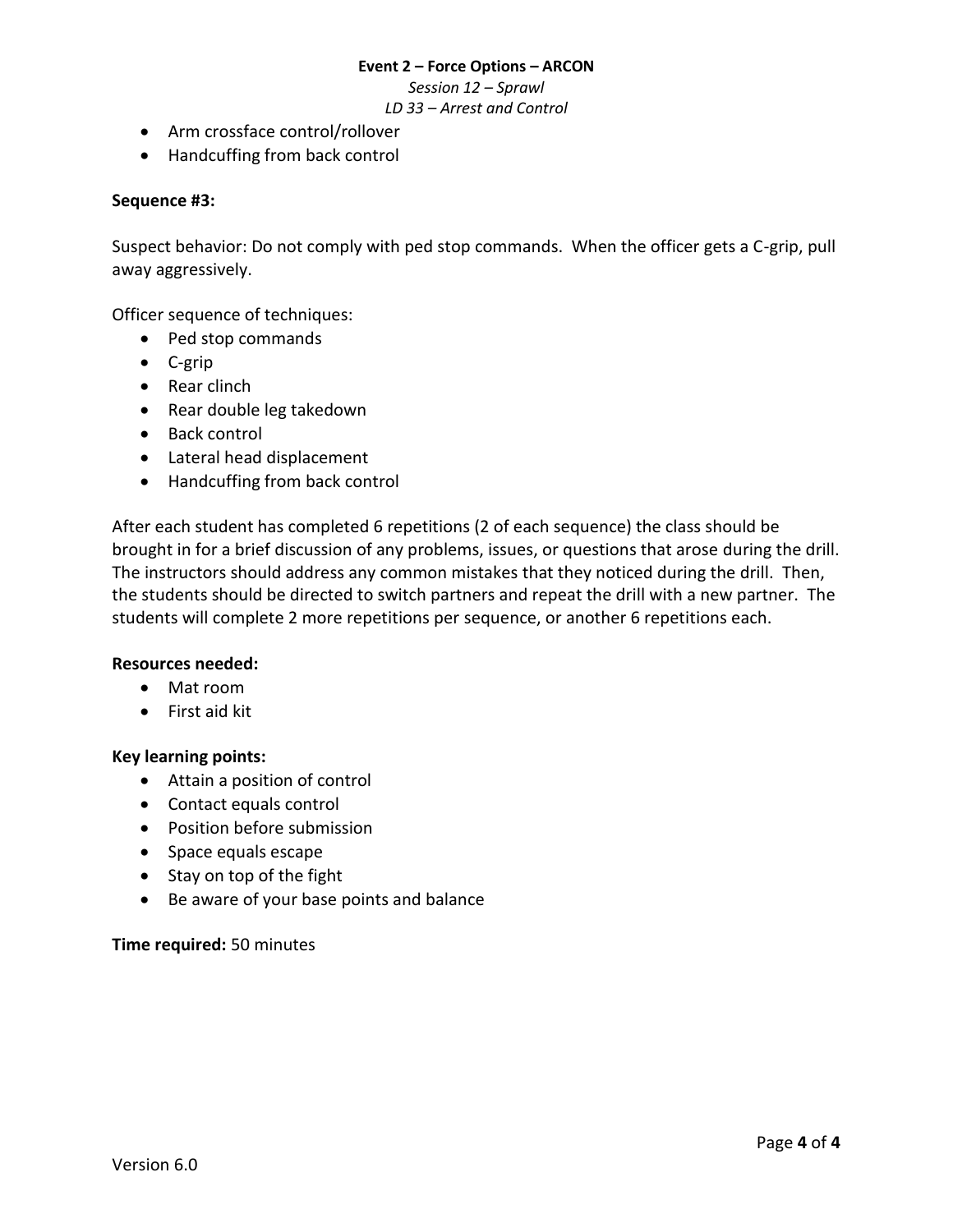- Arm crossface control/rollover
- Handcuffing from back control

**Sequence #3:**

Suspect behavior: Do not comply with ped stop commands. When the officer gets a C-grip, pull away aggressively.

Officer sequence of techniques:

- Ped stop commands
- C-grip
- Rear clinch
- Rear double leg takedown
- Back control
- Lateral head displacement
- Handcuffing from back control

After each student has completed 6 repetitions (2 of each sequence) the class should be brought in for a brief discussion of any problems, issues, or questions that arose during the drill. The instructors should address any common mistakes that they noticed during the drill. Then, the students should be directed to switch partners and repeat the drill with a new partner. The students will complete 2 more repetitions per sequence, or another 6 repetitions each.

**Resources needed:**

- Mat room
- First aid kit

**Key learning points:**

- Attain a position of control
- Contact equals control
- Position before submission
- Space equals escape
- Stay on top of the fight
- Be aware of your base points and balance

**Time required:** 50 minutes